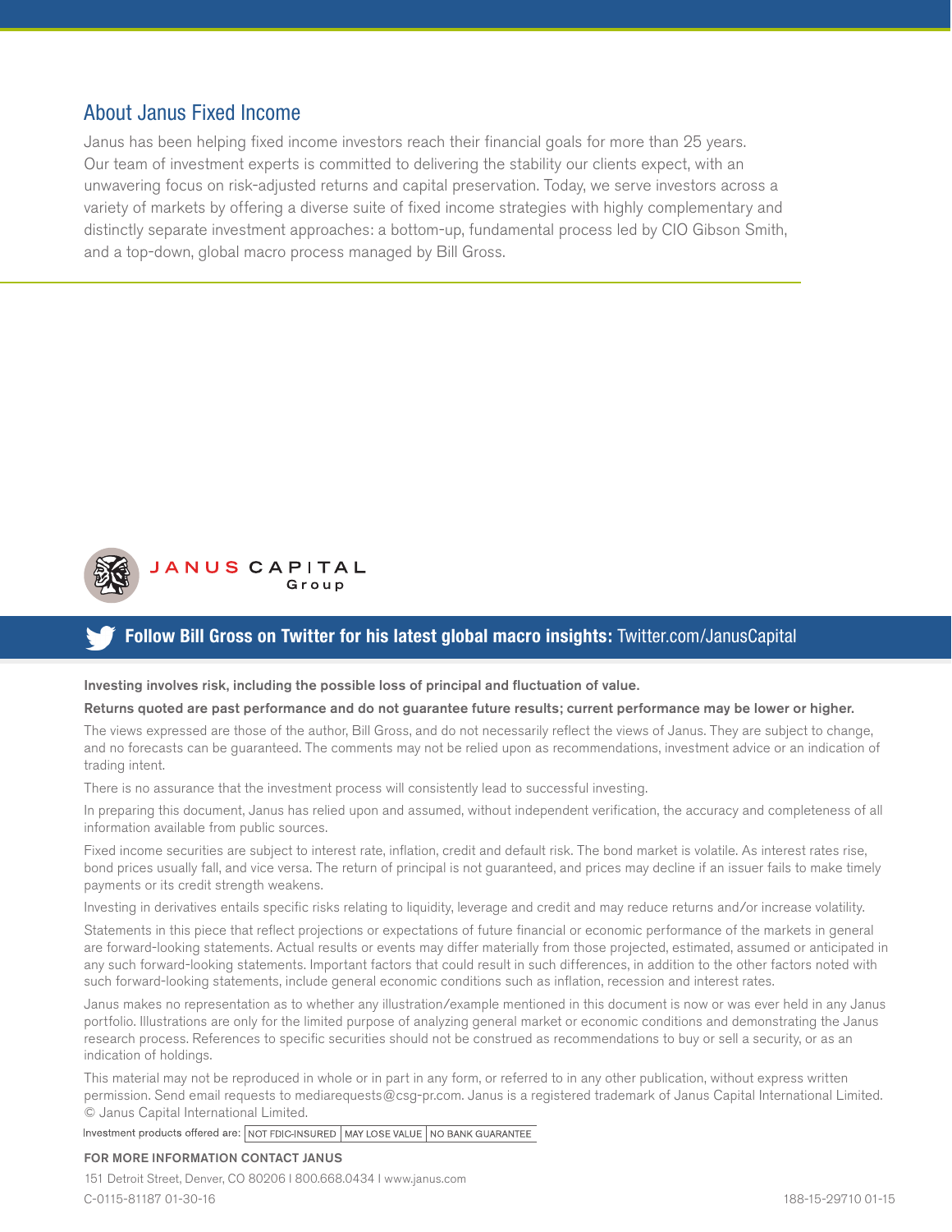## About Janus Fixed Income

Janus has been helping fixed income investors reach their financial goals for more than 25 years. Our team of investment experts is committed to delivering the stability our clients expect, with an unwavering focus on risk-adjusted returns and capital preservation. Today, we serve investors across a variety of markets by offering a diverse suite of fixed income strategies with highly complementary and distinctly separate investment approaches: a bottom-up, fundamental process led by CIO Gibson Smith, and a top-down, global macro process managed by Bill Gross.

JANUS CAPITAL Group

**Follow Bill Gross on Twitter for his latest global macro insights:** Twitter.com/JanusCapital

**Investing involves risk, including the possible loss of principal and fluctuation of value.**

**Returns quoted are past performance and do not guarantee future results; current performance may be lower or higher.**

The views expressed are those of the author, Bill Gross, and do not necessarily reflect the views of Janus. They are subject to change, and no forecasts can be guaranteed. The comments may not be relied upon as recommendations, investment advice or an indication of trading intent.

There is no assurance that the investment process will consistently lead to successful investing.

In preparing this document, Janus has relied upon and assumed, without independent verification, the accuracy and completeness of all information available from public sources.

Fixed income securities are subject to interest rate, inflation, credit and default risk. The bond market is volatile. As interest rates rise, bond prices usually fall, and vice versa. The return of principal is not guaranteed, and prices may decline if an issuer fails to make timely payments or its credit strength weakens.

Investing in derivatives entails specific risks relating to liquidity, leverage and credit and may reduce returns and/or increase volatility.

Statements in this piece that reflect projections or expectations of future financial or economic performance of the markets in general are forward-looking statements. Actual results or events may differ materially from those projected, estimated, assumed or anticipated in any such forward-looking statements. Important factors that could result in such differences, in addition to the other factors noted with such forward-looking statements, include general economic conditions such as inflation, recession and interest rates.

Janus makes no representation as to whether any illustration/example mentioned in this document is now or was ever held in any Janus portfolio. Illustrations are only for the limited purpose of analyzing general market or economic conditions and demonstrating the Janus research process. References to specific securities should not be construed as recommendations to buy or sell a security, or as an indication of holdings.

This material may not be reproduced in whole or in part in any form, or referred to in any other publication, without express written permission. Send email requests to mediarequests@csg-pr.com. Janus is a registered trademark of Janus Capital International Limited. © Janus Capital International Limited.

Investment products offered are: NOT FDIC-INSURED | MAY LOSE VALUE | NO BANK GUARANTEE

**FOR MORE INFORMATION CONTACT JANUS**

151 Detroit Street, Denver, CO 80206 | 800.668.0434 | www.janus.com

C-0115-81187 01-30-16

188-15-29710 01-15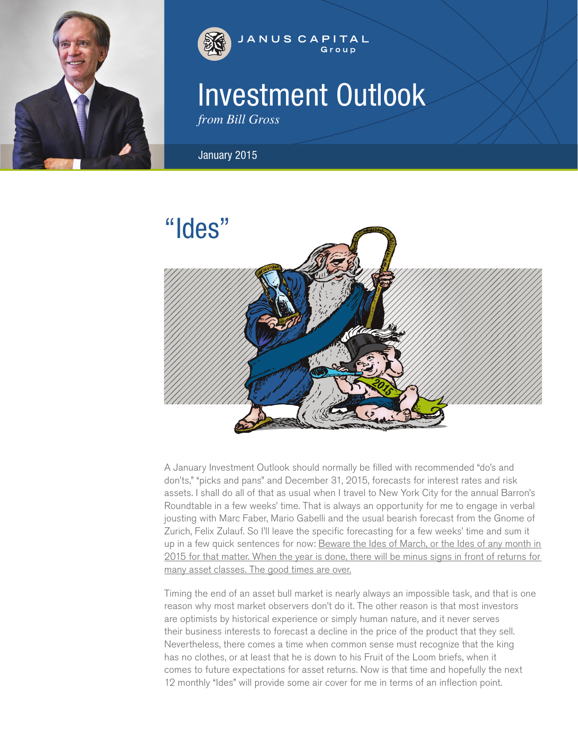JANUS CAPITAL Group

# Investment Outlook

*from Bill Gross*

January 2015

## "Ides"

A January Investment Outlook should normally be filled with recommended "do's and don'ts," "picks and pans" and December 31, 2015, forecasts for interest rates and risk assets. I shall do all of that as usual when I travel to New York City for the annual Barron's Roundtable in a few weeks' time. That is always an opportunity for me to engage in verbal jousting with Marc Faber, Mario Gabelli and the usual bearish forecast from the Gnome of Zurich, Felix Zulauf. So I'll leave the specific forecasting for a few weeks' time and sum it up in a few quick sentences for now: <u>Beware the Ides of March, or the Ides of any month in 2015 for that matter. When the year is done, there will be minus signs in front of returns for many asset classes. The good times are over.</u>

Timing the end of an asset bull market is nearly always an impossible task, and that is one reason why most market observers don't do it. The other reason is that most investors are optimists by historical experience or simply human nature, and it never serves their business interests to forecast a decline in the price of the product that they sell. Nevertheless, there comes a time when common sense must recognize that the king has no clothes, or at least that he is down to his Fruit of the Loom briefs, when it comes to future expectations for asset returns. Now is that time and hopefully the next 12 monthly "Ides" will provide some air cover for me in terms of an inflection point.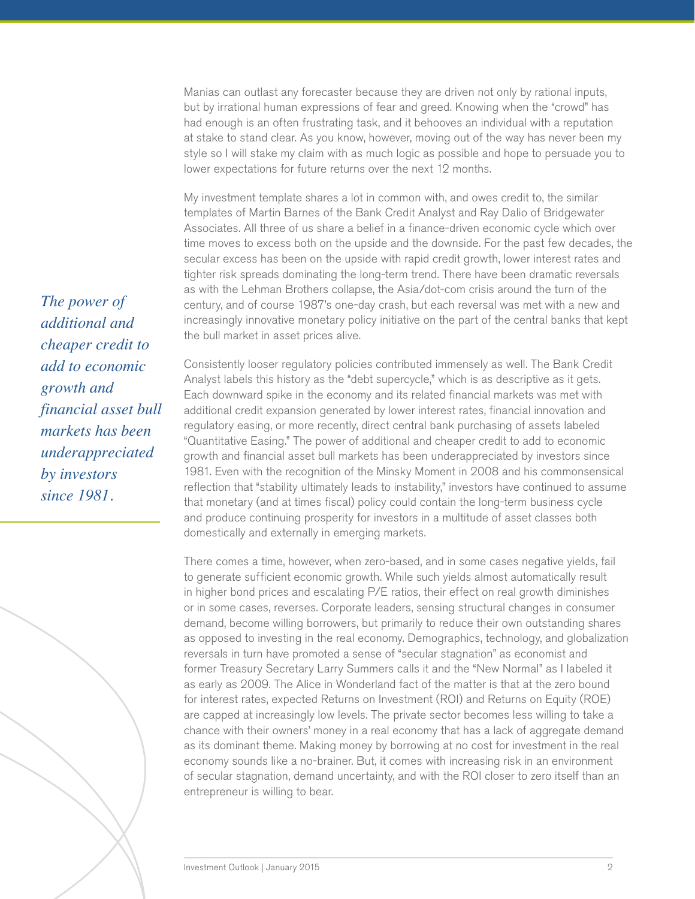Manias can outlast any forecaster because they are driven not only by rational inputs, but by irrational human expressions of fear and greed. Knowing when the "crowd" has had enough is an often frustrating task, and it behooves an individual with a reputation at stake to stand clear. As you know, however, moving out of the way has never been my style so I will stake my claim with as much logic as possible and hope to persuade you to lower expectations for future returns over the next 12 months.

My investment template shares a lot in common with, and owes credit to, the similar templates of Martin Barnes of the Bank Credit Analyst and Ray Dalio of Bridgewater Associates. All three of us share a belief in a finance-driven economic cycle which over time moves to excess both on the upside and the downside. For the past few decades, the secular excess has been on the upside with rapid credit growth, lower interest rates and tighter risk spreads dominating the long-term trend. There have been dramatic reversals as with the Lehman Brothers collapse, the Asia/dot-com crisis around the turn of the century, and of course 1987's one-day crash, but each reversal was met with a new and increasingly innovative monetary policy initiative on the part of the central banks that kept the bull market in asset prices alive.

*The power of additional and cheaper credit to add to economic growth and financial asset bull markets has been underappreciated by investors since 1981.*

Consistently looser regulatory policies contributed immensely as well. The Bank Credit Analyst labels this history as the "debt supercycle," which is as descriptive as it gets. Each downward spike in the economy and its related financial markets was met with additional credit expansion generated by lower interest rates, financial innovation and regulatory easing, or more recently, direct central bank purchasing of assets labeled "Quantitative Easing." The power of additional and cheaper credit to add to economic growth and financial asset bull markets has been underappreciated by investors since 1981. Even with the recognition of the Minsky Moment in 2008 and his commonsensical reflection that "stability ultimately leads to instability," investors have continued to assume that monetary (and at times fiscal) policy could contain the long-term business cycle and produce continuing prosperity for investors in a multitude of asset classes both domestically and externally in emerging markets.

There comes a time, however, when zero-based, and in some cases negative yields, fail to generate sufficient economic growth. While such yields almost automatically result in higher bond prices and escalating P/E ratios, their effect on real growth diminishes or in some cases, reverses. Corporate leaders, sensing structural changes in consumer demand, become willing borrowers, but primarily to reduce their own outstanding shares as opposed to investing in the real economy. Demographics, technology, and globalization reversals in turn have promoted a sense of "secular stagnation" as economist and former Treasury Secretary Larry Summers calls it and the "New Normal" as I labeled it as early as 2009. The Alice in Wonderland fact of the matter is that at the zero bound for interest rates, expected Returns on Investment (ROI) and Returns on Equity (ROE) are capped at increasingly low levels. The private sector becomes less willing to take a chance with their owners' money in a real economy that has a lack of aggregate demand as its dominant theme. Making money by borrowing at no cost for investment in the real economy sounds like a no-brainer. But, it comes with increasing risk in an environment of secular stagnation, demand uncertainty, and with the ROI closer to zero itself than an entrepreneur is willing to bear.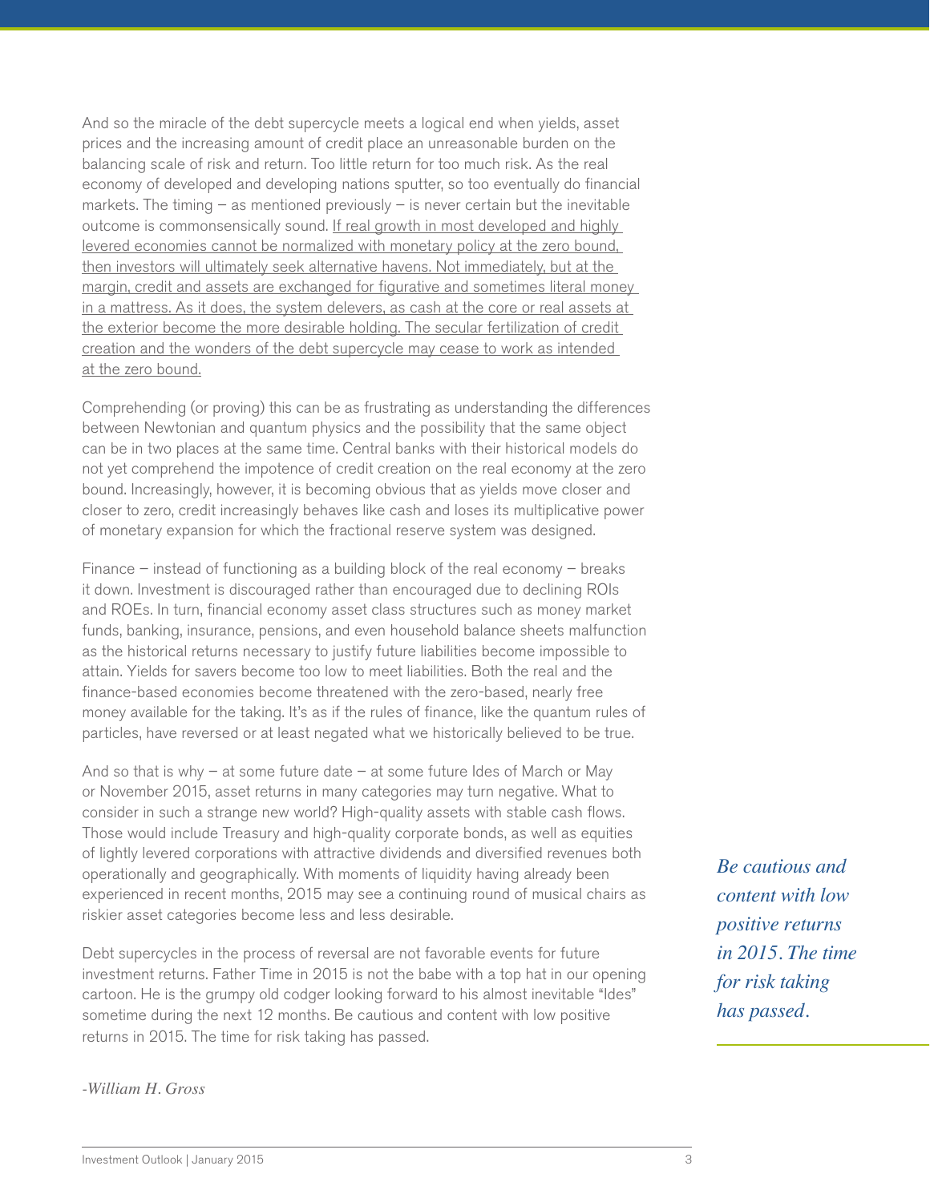And so the miracle of the debt supercycle meets a logical end when yields, asset prices and the increasing amount of credit place an unreasonable burden on the balancing scale of risk and return. Too little return for too much risk. As the real economy of developed and developing nations sputter, so too eventually do financial markets. The timing – as mentioned previously – is never certain but the inevitable outcome is commonsensically sound. <u>If real growth in most developed and highly levered economies cannot be normalized with monetary policy at the zero bound, then investors will ultimately seek alternative havens. Not immediately, but at the margin, credit and assets are exchanged for figurative and sometimes literal money in a mattress. As it does, the system delevers, as cash at the core or real assets at the exterior become the more desirable holding. The secular fertilization of credit creation and the wonders of the debt supercycle may cease to work as intended at the zero bound.</u>

Comprehending (or proving) this can be as frustrating as understanding the differences between Newtonian and quantum physics and the possibility that the same object can be in two places at the same time. Central banks with their historical models do not yet comprehend the impotence of credit creation on the real economy at the zero bound. Increasingly, however, it is becoming obvious that as yields move closer and closer to zero, credit increasingly behaves like cash and loses its multiplicative power of monetary expansion for which the fractional reserve system was designed.

Finance – instead of functioning as a building block of the real economy – breaks it down. Investment is discouraged rather than encouraged due to declining ROIs and ROEs. In turn, financial economy asset class structures such as money market funds, banking, insurance, pensions, and even household balance sheets malfunction as the historical returns necessary to justify future liabilities become impossible to attain. Yields for savers become too low to meet liabilities. Both the real and the finance-based economies become threatened with the zero-based, nearly free money available for the taking. It's as if the rules of finance, like the quantum rules of particles, have reversed or at least negated what we historically believed to be true.

And so that is why – at some future date – at some future Ides of March or May or November 2015, asset returns in many categories may turn negative. What to consider in such a strange new world? High-quality assets with stable cash flows. Those would include Treasury and high-quality corporate bonds, as well as equities of lightly levered corporations with attractive dividends and diversified revenues both operationally and geographically. With moments of liquidity having already been experienced in recent months, 2015 may see a continuing round of musical chairs as riskier asset categories become less and less desirable.

*Be cautious and content with low positive returns in 2015. The time for risk taking has passed.*

Debt supercycles in the process of reversal are not favorable events for future investment returns. Father Time in 2015 is not the babe with a top hat in our opening cartoon. He is the grumpy old codger looking forward to his almost inevitable "Ides" sometime during the next 12 months. Be cautious and content with low positive returns in 2015. The time for risk taking has passed.

*-William H. Gross*